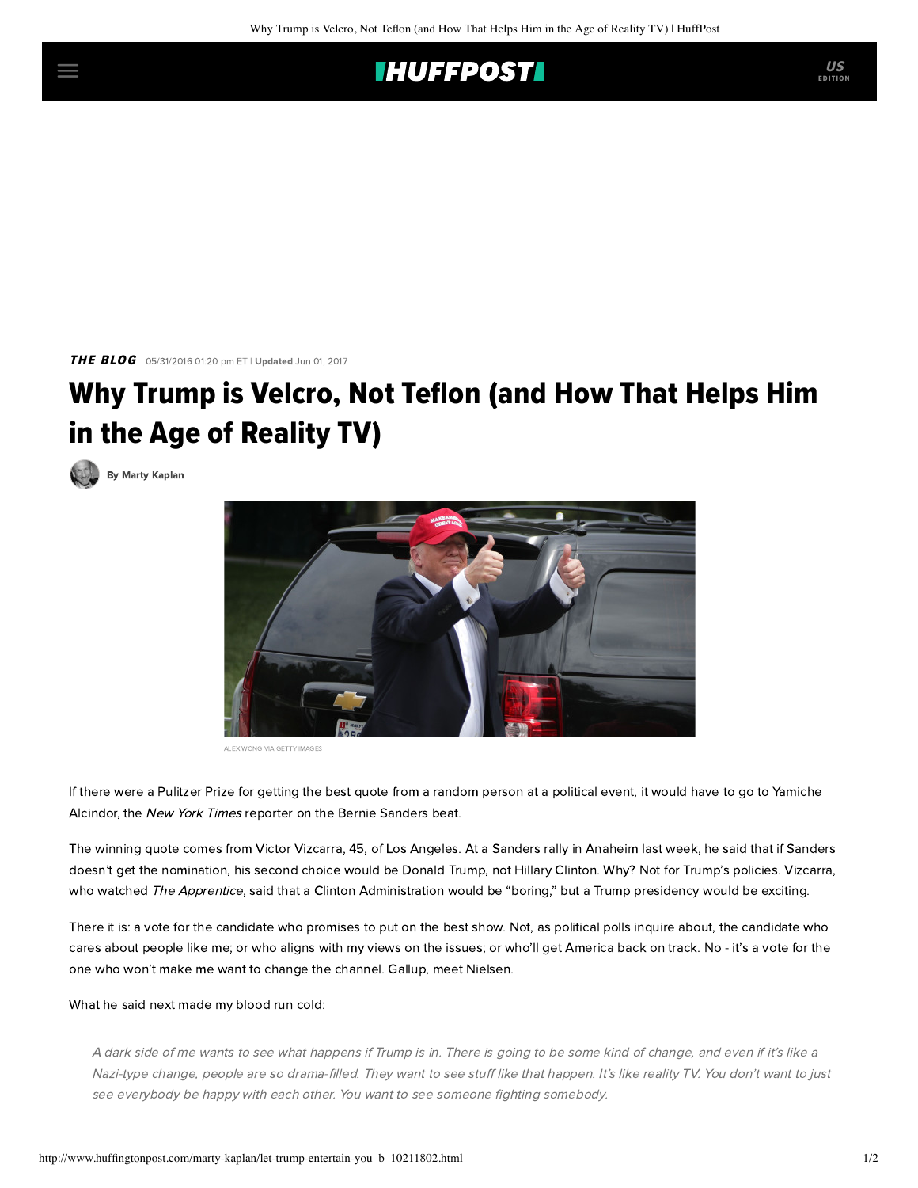THE BLOG 05/31/2016 01:20 pm ET | **Updated** Jun 01, 2017

# Why Trump is Velcro, Not Teflon (and How That Helps Him in the Age of Reality TV)

By Marty Kaplan

ALEX WONG VIA GETTY IMAGES

If there were a Pulitzer Prize for getting the best quote from a random person at a political event, it would have to go to Yamiche Alcindor, the *New York Times* reporter on the Bernie Sanders beat.

The winning quote comes from Victor Vizcarra, 45, of Los Angeles. At a Sanders rally in Anaheim last week, he said that if Sanders doesn't get the nomination, his second choice would be Donald Trump, not Hillary Clinton. Why? Not for Trump's policies. Vizcarra, who watched *The Apprentice*, said that a Clinton Administration would be "boring," but a Trump presidency would be exciting.

There it is: a vote for the candidate who promises to put on the best show. Not, as political polls inquire about, the candidate who cares about people like me; or who aligns with my views on the issues; or who'll get America back on track. No - it's a vote for the one who won't make me want to change the channel. Gallup, meet Nielsen.

What he said next made my blood run cold:

> *A dark side of me wants to see what happens if Trump is in. There is going to be some kind of change, and even if it's like a Nazi-type change, people are so drama-filled. They want to see stuff like that happen. It's like reality TV. You don't want to just see everybody be happy with each other. You want to see someone fighting somebody.*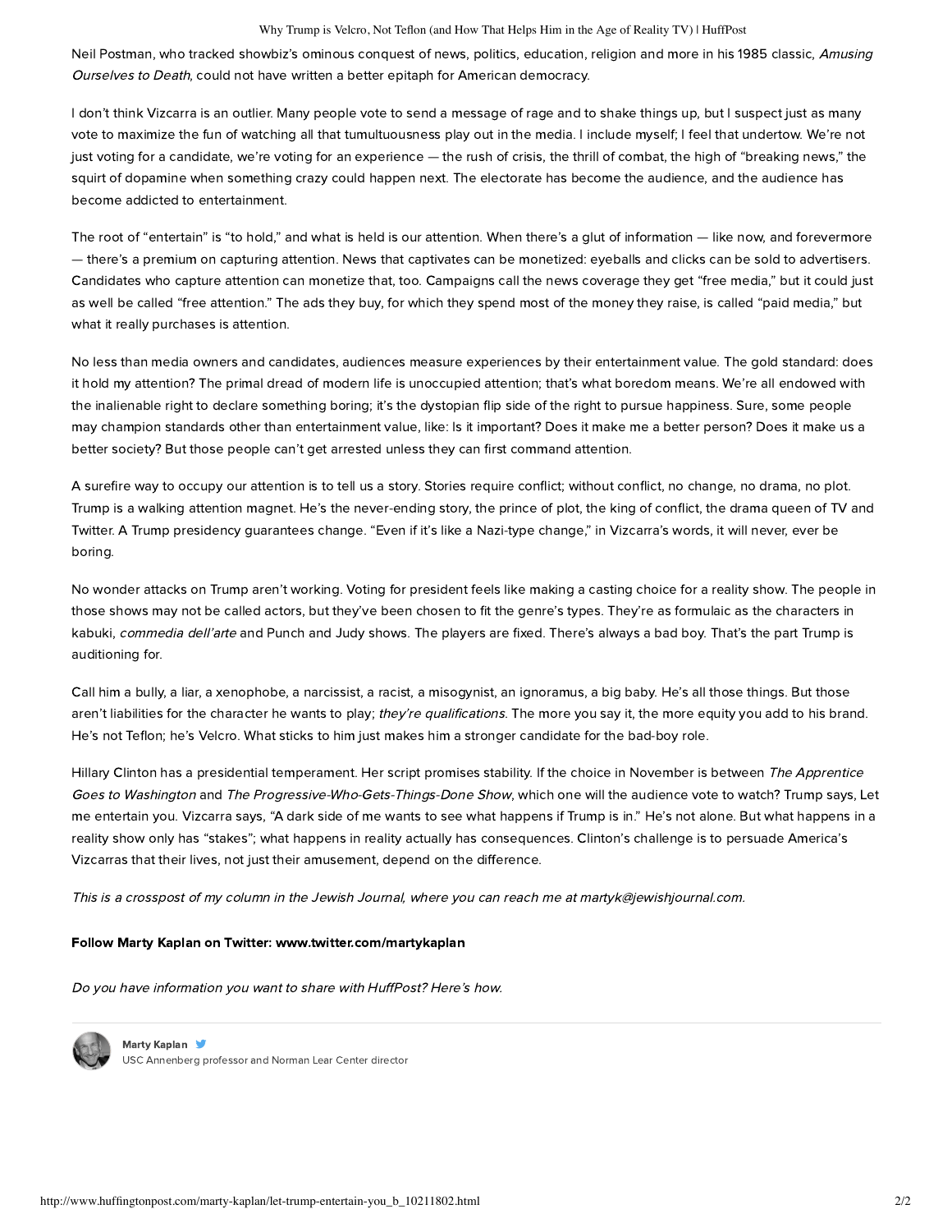Neil Postman, who tracked showbiz's ominous conquest of news, politics, education, religion and more in his 1985 classic, *Amusing Ourselves to Death*, could not have written a better epitaph for American democracy.

I don't think Vizcarra is an outlier. Many people vote to send a message of rage and to shake things up, but I suspect just as many vote to maximize the fun of watching all that tumultuousness play out in the media. I include myself; I feel that undertow. We're not just voting for a candidate, we're voting for an experience — the rush of crisis, the thrill of combat, the high of "breaking news," the squirt of dopamine when something crazy could happen next. The electorate has become the audience, and the audience has become addicted to entertainment.

The root of "entertain" is "to hold," and what is held is our attention. When there's a glut of information — like now, and forevermore — there's a premium on capturing attention. News that captivates can be monetized: eyeballs and clicks can be sold to advertisers. Candidates who capture attention can monetize that, too. Campaigns call the news coverage they get "free media," but it could just as well be called "free attention." The ads they buy, for which they spend most of the money they raise, is called "paid media," but what it really purchases is attention.

No less than media owners and candidates, audiences measure experiences by their entertainment value. The gold standard: does it hold my attention? The primal dread of modern life is unoccupied attention; that's what boredom means. We're all endowed with the inalienable right to declare something boring; it's the dystopian flip side of the right to pursue happiness. Sure, some people may champion standards other than entertainment value, like: Is it important? Does it make me a better person? Does it make us a better society? But those people can't get arrested unless they can first command attention.

A surefire way to occupy our attention is to tell us a story. Stories require conflict; without conflict, no change, no drama, no plot. Trump is a walking attention magnet. He's the never-ending story, the prince of plot, the king of conflict, the drama queen of TV and Twitter. A Trump presidency guarantees change. "Even if it's like a Nazi-type change," in Vizcarra's words, it will never, ever be boring.

No wonder attacks on Trump aren't working. Voting for president feels like making a casting choice for a reality show. The people in those shows may not be called actors, but they've been chosen to fit the genre's types. They're as formulaic as the characters in kabuki, *commedia dell'arte* and Punch and Judy shows. The players are fixed. There's always a bad boy. That's the part Trump is auditioning for.

Call him a bully, a liar, a xenophobe, a narcissist, a racist, a misogynist, an ignoramus, a big baby. He's all those things. But those aren't liabilities for the character he wants to play; *they're qualifications*. The more you say it, the more equity you add to his brand. He's not Teflon; he's Velcro. What sticks to him just makes him a stronger candidate for the bad-boy role.

Hillary Clinton has a presidential temperament. Her script promises stability. If the choice in November is between *The Apprentice Goes to Washington* and *The Progressive-Who-Gets-Things-Done Show*, which one will the audience vote to watch? Trump says, Let me entertain you. Vizcarra says, "A dark side of me wants to see what happens if Trump is in." He's not alone. But what happens in a reality show only has "stakes"; what happens in reality actually has consequences. Clinton's challenge is to persuade America's Vizcarras that their lives, not just their amusement, depend on the difference.

*This is a crosspost of my column in the Jewish Journal, where you can reach me at martyk@jewishjournal.com.*

**Follow Marty Kaplan on Twitter: www.twitter.com/martykaplan**

*Do you have information you want to share with HuffPost? Here's how.*

**Marty Kaplan**
USC Annenberg professor and Norman Lear Center director